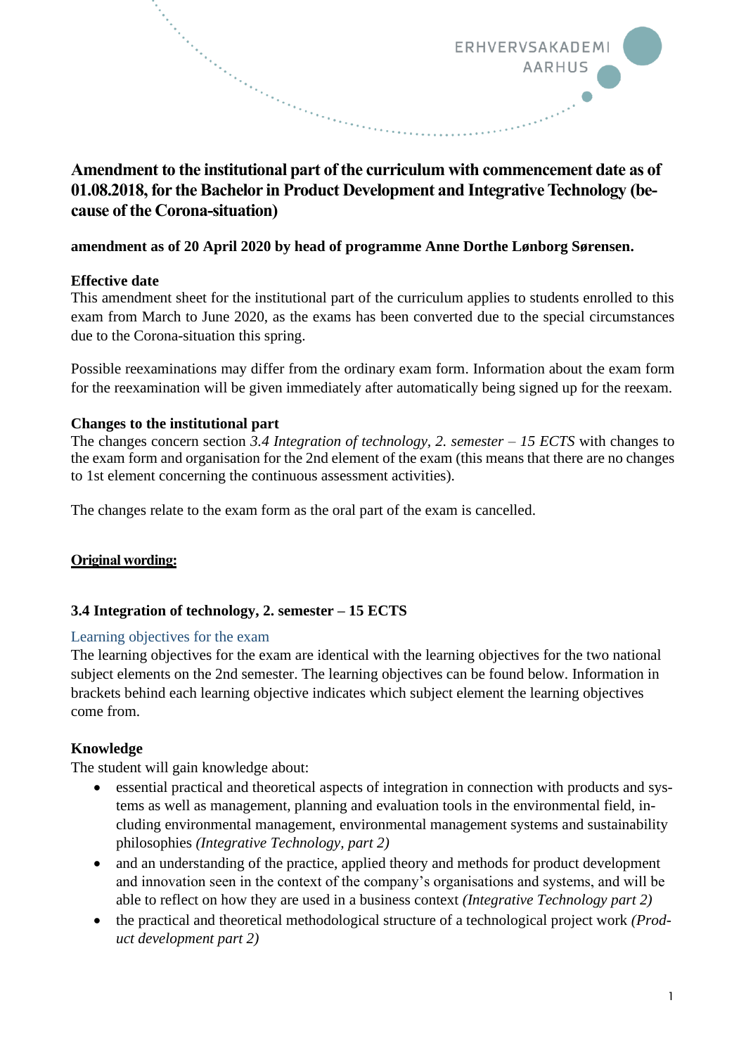# Amendment to the institutional part of the curriculum with commencement date as of 01.08.2018, for the Bachelor in Product Development and Integrative Technology (because of the Corona-situation)

**amendment as of 20 April 2020 by head of programme Anne Dorthe Lønborg Sørensen.**

**Effective date**

This amendment sheet for the institutional part of the curriculum applies to students enrolled to this exam from March to June 2020, as the exams has been converted due to the special circumstances due to the Corona-situation this spring.

Possible reexaminations may differ from the ordinary exam form. Information about the exam form for the reexamination will be given immediately after automatically being signed up for the reexam.

**Changes to the institutional part**

The changes concern section *3.4 Integration of technology, 2. semester – 15 ECTS* with changes to the exam form and organisation for the 2nd element of the exam (this means that there are no changes to 1st element concerning the continuous assessment activities).

The changes relate to the exam form as the oral part of the exam is cancelled.

**Original wording:**

### 3.4 Integration of technology, 2. semester – 15 ECTS

#### Learning objectives for the exam

The learning objectives for the exam are identical with the learning objectives for the two national subject elements on the 2nd semester. The learning objectives can be found below. Information in brackets behind each learning objective indicates which subject element the learning objectives come from.

**Knowledge**

The student will gain knowledge about:

- essential practical and theoretical aspects of integration in connection with products and systems as well as management, planning and evaluation tools in the environmental field, including environmental management, environmental management systems and sustainability philosophies *(Integrative Technology, part 2)*
- and an understanding of the practice, applied theory and methods for product development and innovation seen in the context of the company's organisations and systems, and will be able to reflect on how they are used in a business context *(Integrative Technology part 2)*
- the practical and theoretical methodological structure of a technological project work *(Product development part 2)*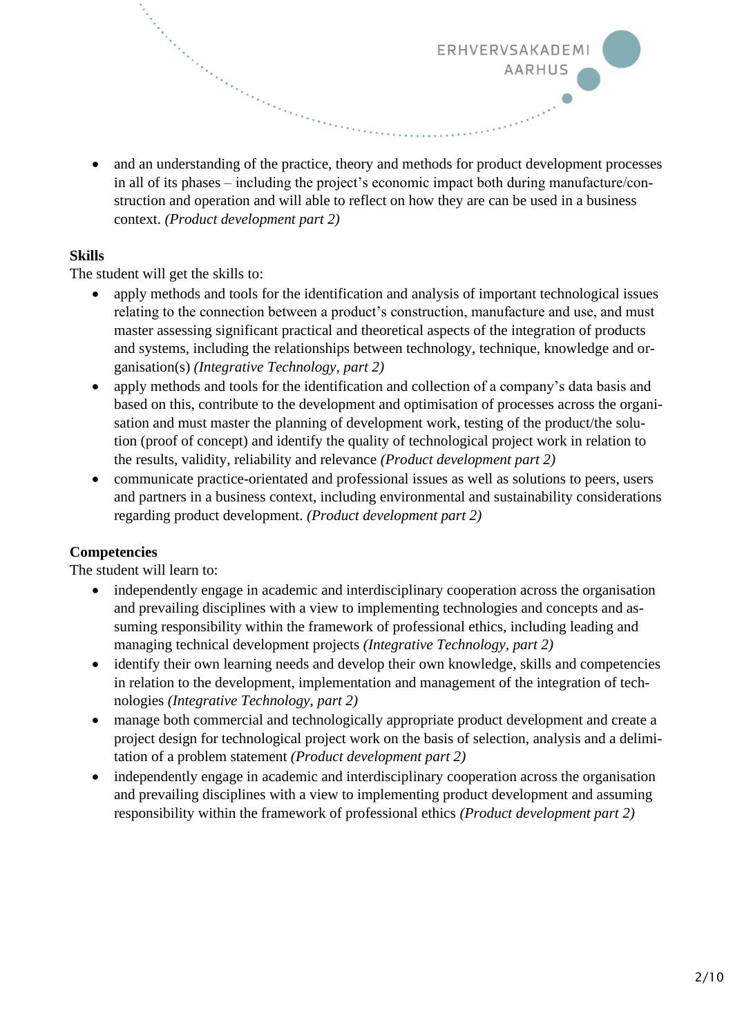- and an understanding of the practice, theory and methods for product development processes in all of its phases – including the project's economic impact both during manufacture/construction and operation and will able to reflect on how they are can be used in a business context. *(Product development part 2)*

**Skills**

The student will get the skills to:

- apply methods and tools for the identification and analysis of important technological issues relating to the connection between a product's construction, manufacture and use, and must master assessing significant practical and theoretical aspects of the integration of products and systems, including the relationships between technology, technique, knowledge and organisation(s) *(Integrative Technology, part 2)*
- apply methods and tools for the identification and collection of a company's data basis and based on this, contribute to the development and optimisation of processes across the organisation and must master the planning of development work, testing of the product/the solution (proof of concept) and identify the quality of technological project work in relation to the results, validity, reliability and relevance *(Product development part 2)*
- communicate practice-orientated and professional issues as well as solutions to peers, users and partners in a business context, including environmental and sustainability considerations regarding product development. *(Product development part 2)*

**Competencies**

The student will learn to:

- independently engage in academic and interdisciplinary cooperation across the organisation and prevailing disciplines with a view to implementing technologies and concepts and assuming responsibility within the framework of professional ethics, including leading and managing technical development projects *(Integrative Technology, part 2)*
- identify their own learning needs and develop their own knowledge, skills and competencies in relation to the development, implementation and management of the integration of technologies *(Integrative Technology, part 2)*
- manage both commercial and technologically appropriate product development and create a project design for technological project work on the basis of selection, analysis and a delimitation of a problem statement *(Product development part 2)*
- independently engage in academic and interdisciplinary cooperation across the organisation and prevailing disciplines with a view to implementing product development and assuming responsibility within the framework of professional ethics *(Product development part 2)*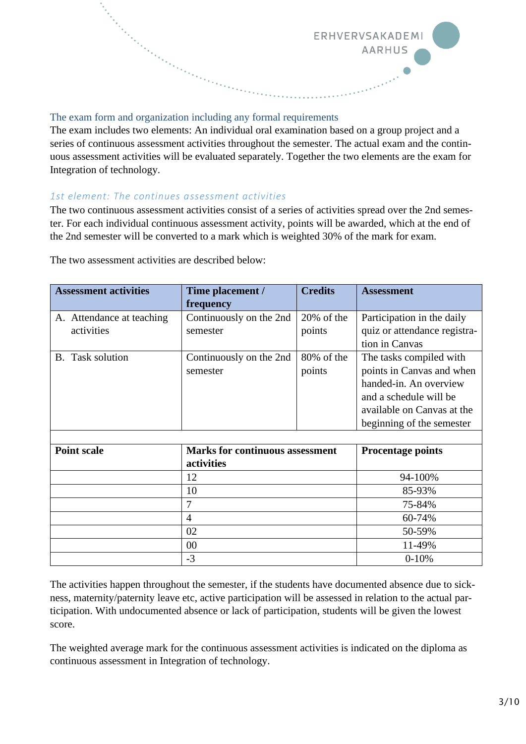## The exam form and organization including any formal requirements

The exam includes two elements: An individual oral examination based on a group project and a series of continuous assessment activities throughout the semester. The actual exam and the continuous assessment activities will be evaluated separately. Together the two elements are the exam for Integration of technology.

### *1st element: The continues assessment activities*

The two continuous assessment activities consist of a series of activities spread over the 2nd semester. For each individual continuous assessment activity, points will be awarded, which at the end of the 2nd semester will be converted to a mark which is weighted 30% of the mark for exam.

The two assessment activities are described below:

| Assessment activities | Time placement / frequency | Credits | Assessment |
|---|---|---|---|
| A. Attendance at teaching activities | Continuously on the 2nd semester | 20% of the points | Participation in the daily quiz or attendance registration in Canvas |
| B. Task solution | Continuously on the 2nd semester | 80% of the points | The tasks compiled with points in Canvas and when handed-in. An overview and a schedule will be available on Canvas at the beginning of the semester |

| Point scale | Marks for continuous assessment activities | Procentage points |
|---|---|---|
| | 12 | 94-100% |
| | 10 | 85-93% |
| | 7 | 75-84% |
| | 4 | 60-74% |
| | 02 | 50-59% |
| | 00 | 11-49% |
| | -3 | 0-10% |

The activities happen throughout the semester, if the students have documented absence due to sickness, maternity/paternity leave etc, active participation will be assessed in relation to the actual participation. With undocumented absence or lack of participation, students will be given the lowest score.

The weighted average mark for the continuous assessment activities is indicated on the diploma as continuous assessment in Integration of technology.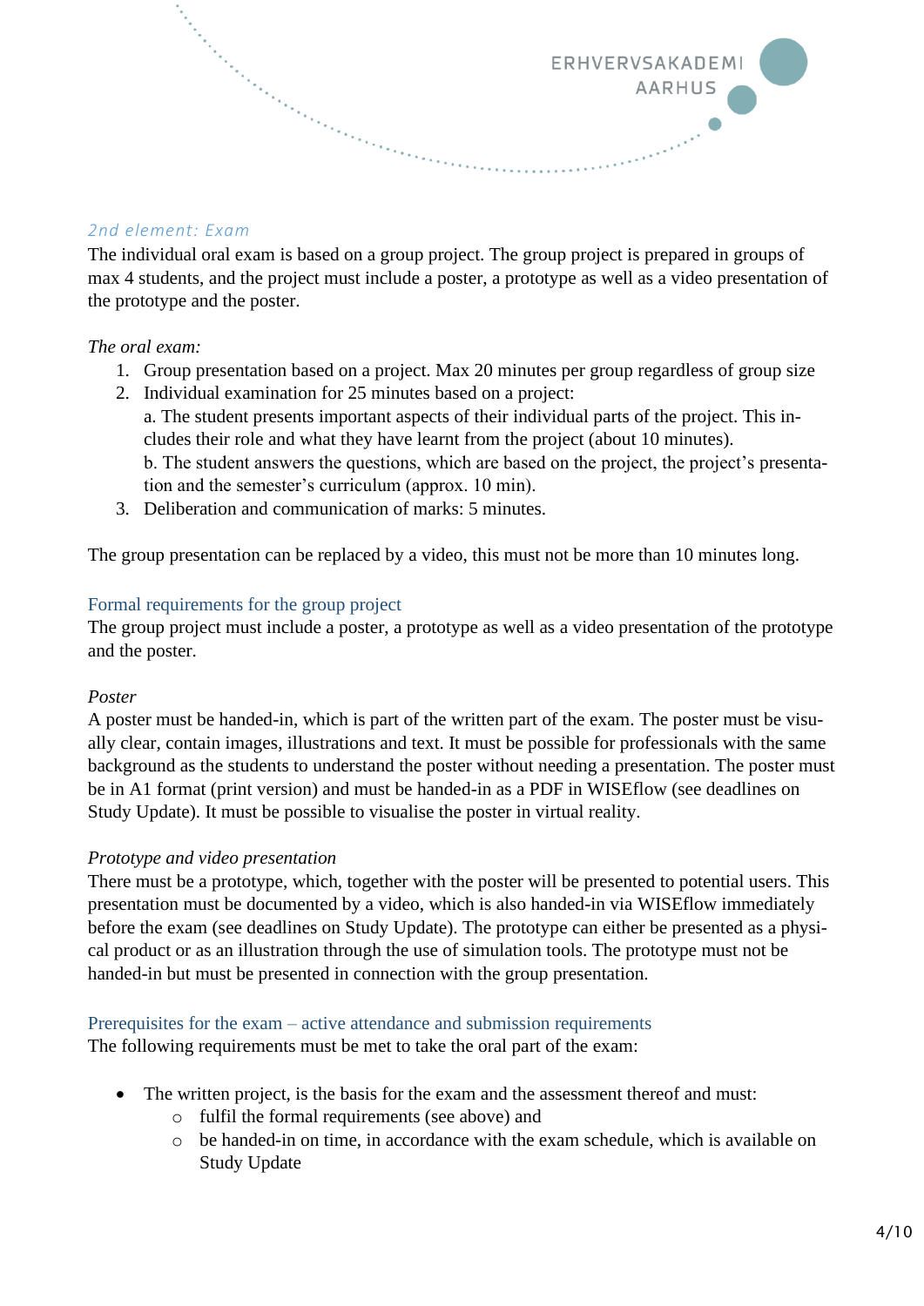## 2nd element: Exam

The individual oral exam is based on a group project. The group project is prepared in groups of max 4 students, and the project must include a poster, a prototype as well as a video presentation of the prototype and the poster.

*The oral exam:*

1. Group presentation based on a project. Max 20 minutes per group regardless of group size
2. Individual examination for 25 minutes based on a project:
   a. The student presents important aspects of their individual parts of the project. This includes their role and what they have learnt from the project (about 10 minutes).
   b. The student answers the questions, which are based on the project, the project's presentation and the semester's curriculum (approx. 10 min).
3. Deliberation and communication of marks: 5 minutes.

The group presentation can be replaced by a video, this must not be more than 10 minutes long.

### Formal requirements for the group project

The group project must include a poster, a prototype as well as a video presentation of the prototype and the poster.

*Poster*

A poster must be handed-in, which is part of the written part of the exam. The poster must be visually clear, contain images, illustrations and text. It must be possible for professionals with the same background as the students to understand the poster without needing a presentation. The poster must be in A1 format (print version) and must be handed-in as a PDF in WISEflow (see deadlines on Study Update). It must be possible to visualise the poster in virtual reality.

*Prototype and video presentation*

There must be a prototype, which, together with the poster will be presented to potential users. This presentation must be documented by a video, which is also handed-in via WISEflow immediately before the exam (see deadlines on Study Update). The prototype can either be presented as a physical product or as an illustration through the use of simulation tools. The prototype must not be handed-in but must be presented in connection with the group presentation.

### Prerequisites for the exam – active attendance and submission requirements

The following requirements must be met to take the oral part of the exam:

- The written project, is the basis for the exam and the assessment thereof and must:
  - fulfil the formal requirements (see above) and
  - be handed-in on time, in accordance with the exam schedule, which is available on Study Update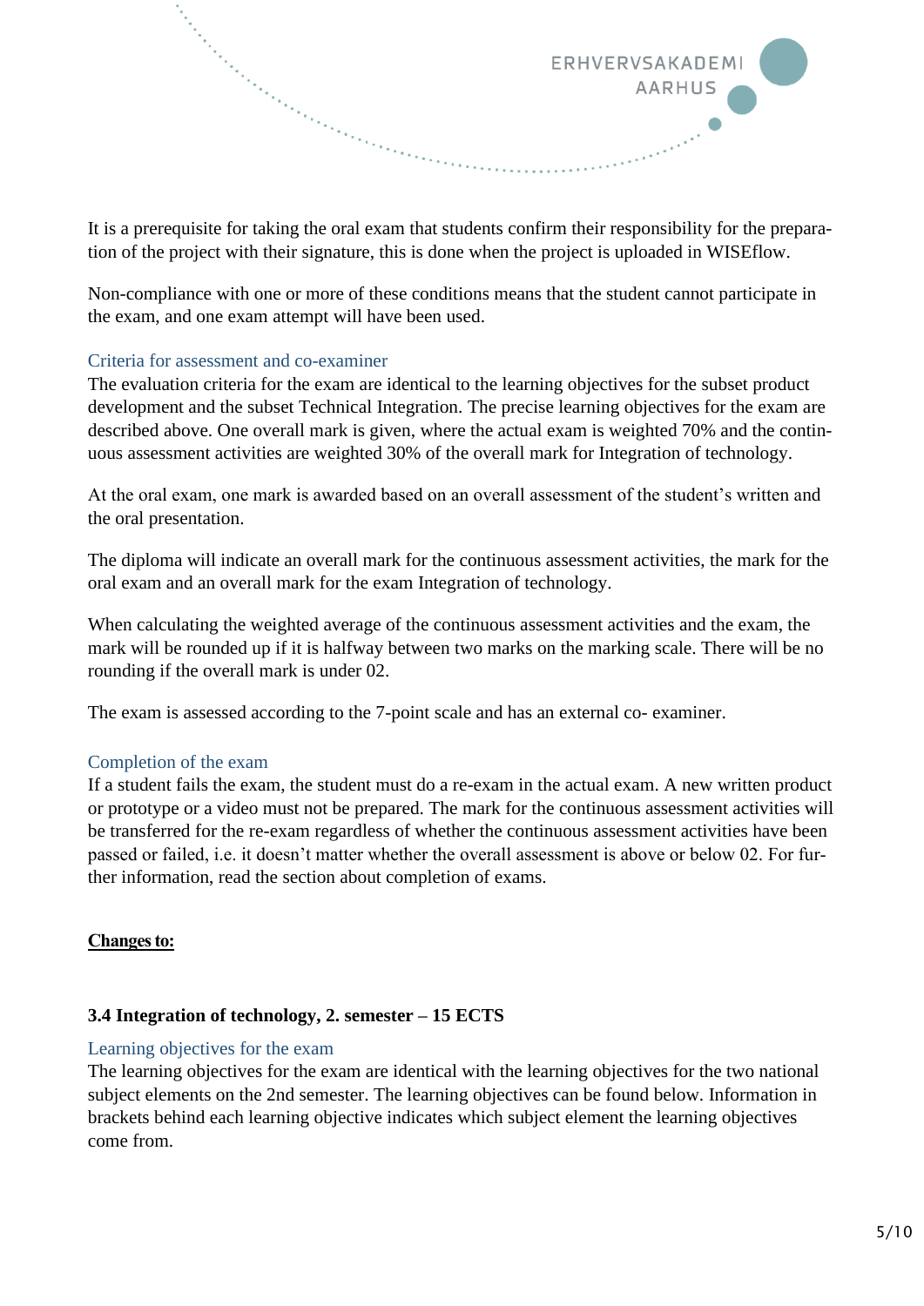It is a prerequisite for taking the oral exam that students confirm their responsibility for the preparation of the project with their signature, this is done when the project is uploaded in WISEflow.

Non-compliance with one or more of these conditions means that the student cannot participate in the exam, and one exam attempt will have been used.

### Criteria for assessment and co-examiner

The evaluation criteria for the exam are identical to the learning objectives for the subset product development and the subset Technical Integration. The precise learning objectives for the exam are described above. One overall mark is given, where the actual exam is weighted 70% and the continuous assessment activities are weighted 30% of the overall mark for Integration of technology.

At the oral exam, one mark is awarded based on an overall assessment of the student's written and the oral presentation.

The diploma will indicate an overall mark for the continuous assessment activities, the mark for the oral exam and an overall mark for the exam Integration of technology.

When calculating the weighted average of the continuous assessment activities and the exam, the mark will be rounded up if it is halfway between two marks on the marking scale. There will be no rounding if the overall mark is under 02.

The exam is assessed according to the 7-point scale and has an external co- examiner.

### Completion of the exam

If a student fails the exam, the student must do a re-exam in the actual exam. A new written product or prototype or a video must not be prepared. The mark for the continuous assessment activities will be transferred for the re-exam regardless of whether the continuous assessment activities have been passed or failed, i.e. it doesn't matter whether the overall assessment is above or below 02. For further information, read the section about completion of exams.

**Changes to:**

## 3.4 Integration of technology, 2. semester – 15 ECTS

### Learning objectives for the exam

The learning objectives for the exam are identical with the learning objectives for the two national subject elements on the 2nd semester. The learning objectives can be found below. Information in brackets behind each learning objective indicates which subject element the learning objectives come from.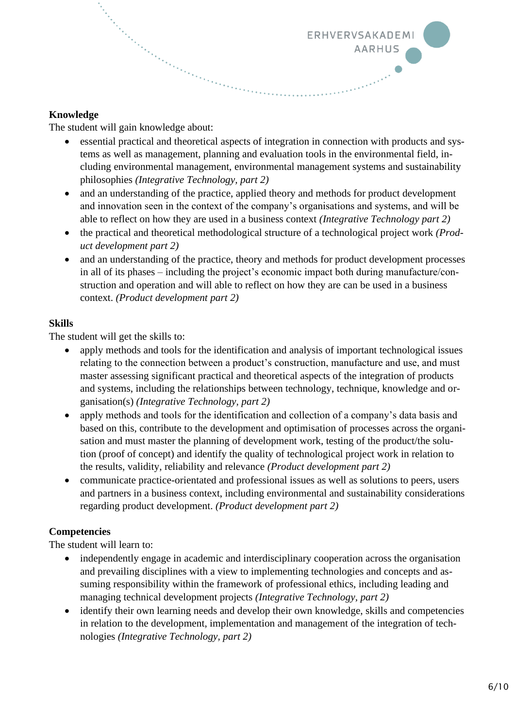**Knowledge**

The student will gain knowledge about:

- essential practical and theoretical aspects of integration in connection with products and systems as well as management, planning and evaluation tools in the environmental field, including environmental management, environmental management systems and sustainability philosophies *(Integrative Technology, part 2)*
- and an understanding of the practice, applied theory and methods for product development and innovation seen in the context of the company's organisations and systems, and will be able to reflect on how they are used in a business context *(Integrative Technology part 2)*
- the practical and theoretical methodological structure of a technological project work *(Product development part 2)*
- and an understanding of the practice, theory and methods for product development processes in all of its phases – including the project's economic impact both during manufacture/construction and operation and will able to reflect on how they are can be used in a business context. *(Product development part 2)*

**Skills**

The student will get the skills to:

- apply methods and tools for the identification and analysis of important technological issues relating to the connection between a product's construction, manufacture and use, and must master assessing significant practical and theoretical aspects of the integration of products and systems, including the relationships between technology, technique, knowledge and organisation(s) *(Integrative Technology, part 2)*
- apply methods and tools for the identification and collection of a company's data basis and based on this, contribute to the development and optimisation of processes across the organisation and must master the planning of development work, testing of the product/the solution (proof of concept) and identify the quality of technological project work in relation to the results, validity, reliability and relevance *(Product development part 2)*
- communicate practice-orientated and professional issues as well as solutions to peers, users and partners in a business context, including environmental and sustainability considerations regarding product development. *(Product development part 2)*

**Competencies**

The student will learn to:

- independently engage in academic and interdisciplinary cooperation across the organisation and prevailing disciplines with a view to implementing technologies and concepts and assuming responsibility within the framework of professional ethics, including leading and managing technical development projects *(Integrative Technology, part 2)*
- identify their own learning needs and develop their own knowledge, skills and competencies in relation to the development, implementation and management of the integration of technologies *(Integrative Technology, part 2)*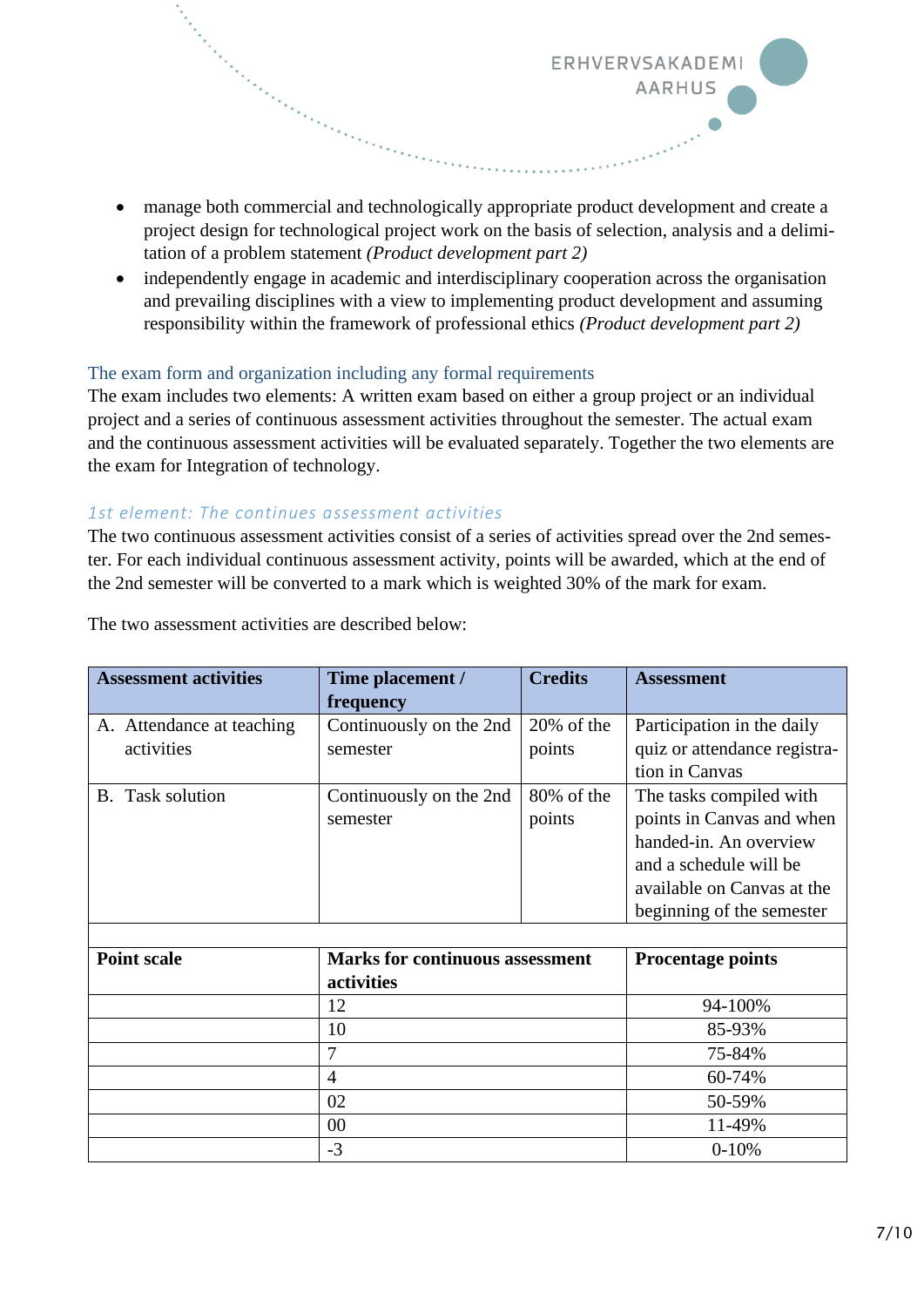- manage both commercial and technologically appropriate product development and create a project design for technological project work on the basis of selection, analysis and a delimitation of a problem statement *(Product development part 2)*
- independently engage in academic and interdisciplinary cooperation across the organisation and prevailing disciplines with a view to implementing product development and assuming responsibility within the framework of professional ethics *(Product development part 2)*

### The exam form and organization including any formal requirements

The exam includes two elements: A written exam based on either a group project or an individual project and a series of continuous assessment activities throughout the semester. The actual exam and the continuous assessment activities will be evaluated separately. Together the two elements are the exam for Integration of technology.

#### *1st element: The continues assessment activities*

The two continuous assessment activities consist of a series of activities spread over the 2nd semester. For each individual continuous assessment activity, points will be awarded, which at the end of the 2nd semester will be converted to a mark which is weighted 30% of the mark for exam.

The two assessment activities are described below:

| **Assessment activities** | **Time placement / frequency** | **Credits** | **Assessment** |
|---|---|---|---|
| A. Attendance at teaching activities | Continuously on the 2nd semester | 20% of the points | Participation in the daily quiz or attendance registration in Canvas |
| B. Task solution | Continuously on the 2nd semester | 80% of the points | The tasks compiled with points in Canvas and when handed-in. An overview and a schedule will be available on Canvas at the beginning of the semester |

| **Point scale** | **Marks for continuous assessment activities** | **Procentage points** |
|---|---|---|
| | 12 | 94-100% |
| | 10 | 85-93% |
| | 7 | 75-84% |
| | 4 | 60-74% |
| | 02 | 50-59% |
| | 00 | 11-49% |
| | -3 | 0-10% |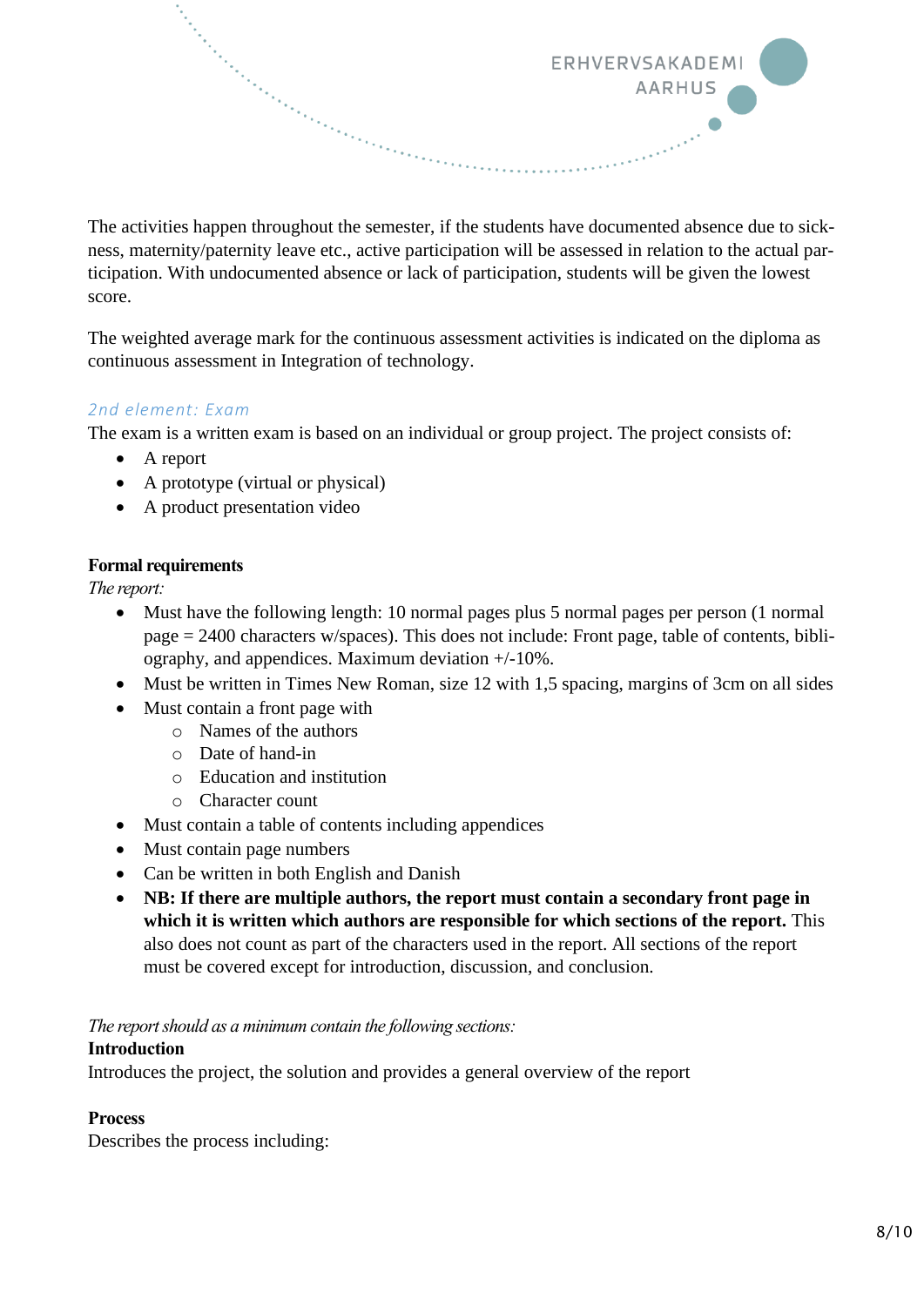The activities happen throughout the semester, if the students have documented absence due to sickness, maternity/paternity leave etc., active participation will be assessed in relation to the actual participation. With undocumented absence or lack of participation, students will be given the lowest score.

The weighted average mark for the continuous assessment activities is indicated on the diploma as continuous assessment in Integration of technology.

### *2nd element: Exam*

The exam is a written exam is based on an individual or group project. The project consists of:

- A report
- A prototype (virtual or physical)
- A product presentation video

**Formal requirements**

*The report:*

- Must have the following length: 10 normal pages plus 5 normal pages per person (1 normal page = 2400 characters w/spaces). This does not include: Front page, table of contents, bibliography, and appendices. Maximum deviation +/-10%.
- Must be written in Times New Roman, size 12 with 1,5 spacing, margins of 3cm on all sides
- Must contain a front page with
  - Names of the authors
  - Date of hand-in
  - Education and institution
  - Character count
- Must contain a table of contents including appendices
- Must contain page numbers
- Can be written in both English and Danish
- **NB: If there are multiple authors, the report must contain a secondary front page in which it is written which authors are responsible for which sections of the report.** This also does not count as part of the characters used in the report. All sections of the report must be covered except for introduction, discussion, and conclusion.

*The report should as a minimum contain the following sections:*

**Introduction**

Introduces the project, the solution and provides a general overview of the report

**Process**

Describes the process including: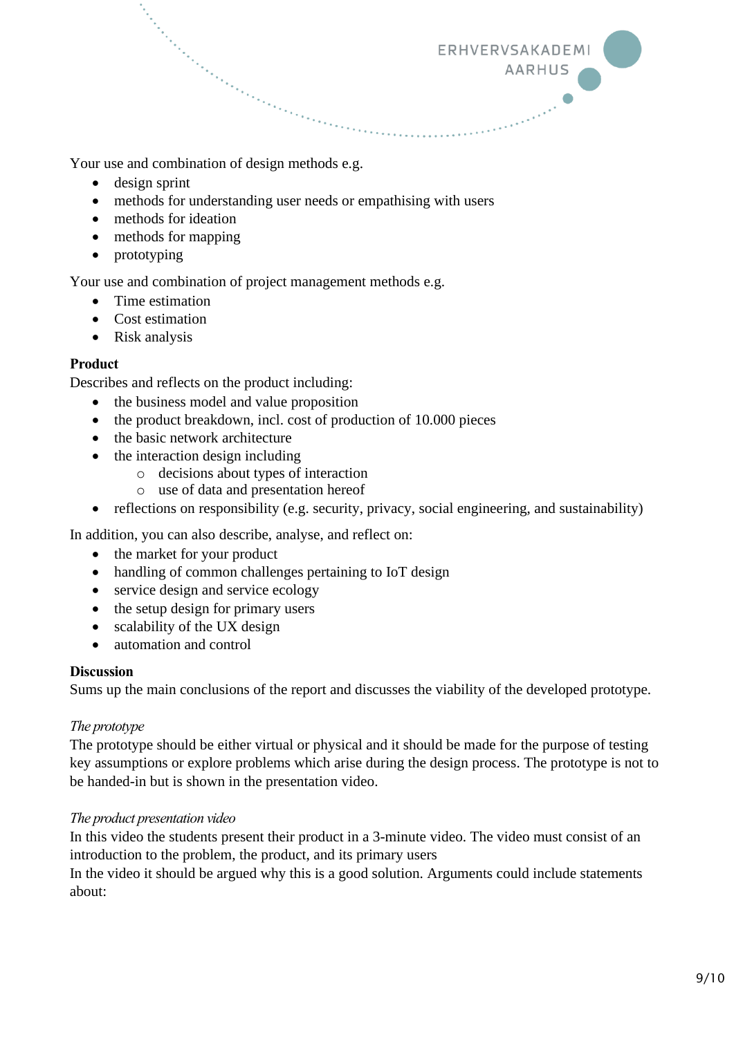Your use and combination of design methods e.g.

- design sprint
- methods for understanding user needs or empathising with users
- methods for ideation
- methods for mapping
- prototyping

Your use and combination of project management methods e.g.

- Time estimation
- Cost estimation
- Risk analysis

**Product**

Describes and reflects on the product including:

- the business model and value proposition
- the product breakdown, incl. cost of production of 10.000 pieces
- the basic network architecture
- the interaction design including
    - decisions about types of interaction
    - use of data and presentation hereof
- reflections on responsibility (e.g. security, privacy, social engineering, and sustainability)

In addition, you can also describe, analyse, and reflect on:

- the market for your product
- handling of common challenges pertaining to IoT design
- service design and service ecology
- the setup design for primary users
- scalability of the UX design
- automation and control

**Discussion**

Sums up the main conclusions of the report and discusses the viability of the developed prototype.

*The prototype*

The prototype should be either virtual or physical and it should be made for the purpose of testing key assumptions or explore problems which arise during the design process. The prototype is not to be handed-in but is shown in the presentation video.

*The product presentation video*

In this video the students present their product in a 3-minute video. The video must consist of an introduction to the problem, the product, and its primary users

In the video it should be argued why this is a good solution. Arguments could include statements about: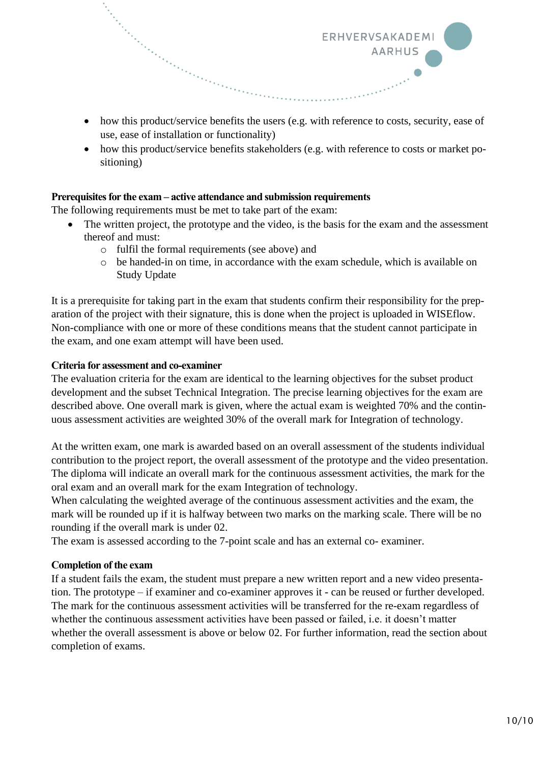- how this product/service benefits the users (e.g. with reference to costs, security, ease of use, ease of installation or functionality)
- how this product/service benefits stakeholders (e.g. with reference to costs or market positioning)

**Prerequisites for the exam – active attendance and submission requirements**

The following requirements must be met to take part of the exam:

- The written project, the prototype and the video, is the basis for the exam and the assessment thereof and must:
  - fulfil the formal requirements (see above) and
  - be handed-in on time, in accordance with the exam schedule, which is available on Study Update

It is a prerequisite for taking part in the exam that students confirm their responsibility for the preparation of the project with their signature, this is done when the project is uploaded in WISEflow. Non-compliance with one or more of these conditions means that the student cannot participate in the exam, and one exam attempt will have been used.

**Criteria for assessment and co-examiner**

The evaluation criteria for the exam are identical to the learning objectives for the subset product development and the subset Technical Integration. The precise learning objectives for the exam are described above. One overall mark is given, where the actual exam is weighted 70% and the continuous assessment activities are weighted 30% of the overall mark for Integration of technology.

At the written exam, one mark is awarded based on an overall assessment of the students individual contribution to the project report, the overall assessment of the prototype and the video presentation. The diploma will indicate an overall mark for the continuous assessment activities, the mark for the oral exam and an overall mark for the exam Integration of technology.
When calculating the weighted average of the continuous assessment activities and the exam, the mark will be rounded up if it is halfway between two marks on the marking scale. There will be no rounding if the overall mark is under 02.
The exam is assessed according to the 7-point scale and has an external co- examiner.

**Completion of the exam**

If a student fails the exam, the student must prepare a new written report and a new video presentation. The prototype – if examiner and co-examiner approves it - can be reused or further developed. The mark for the continuous assessment activities will be transferred for the re-exam regardless of whether the continuous assessment activities have been passed or failed, i.e. it doesn't matter whether the overall assessment is above or below 02. For further information, read the section about completion of exams.